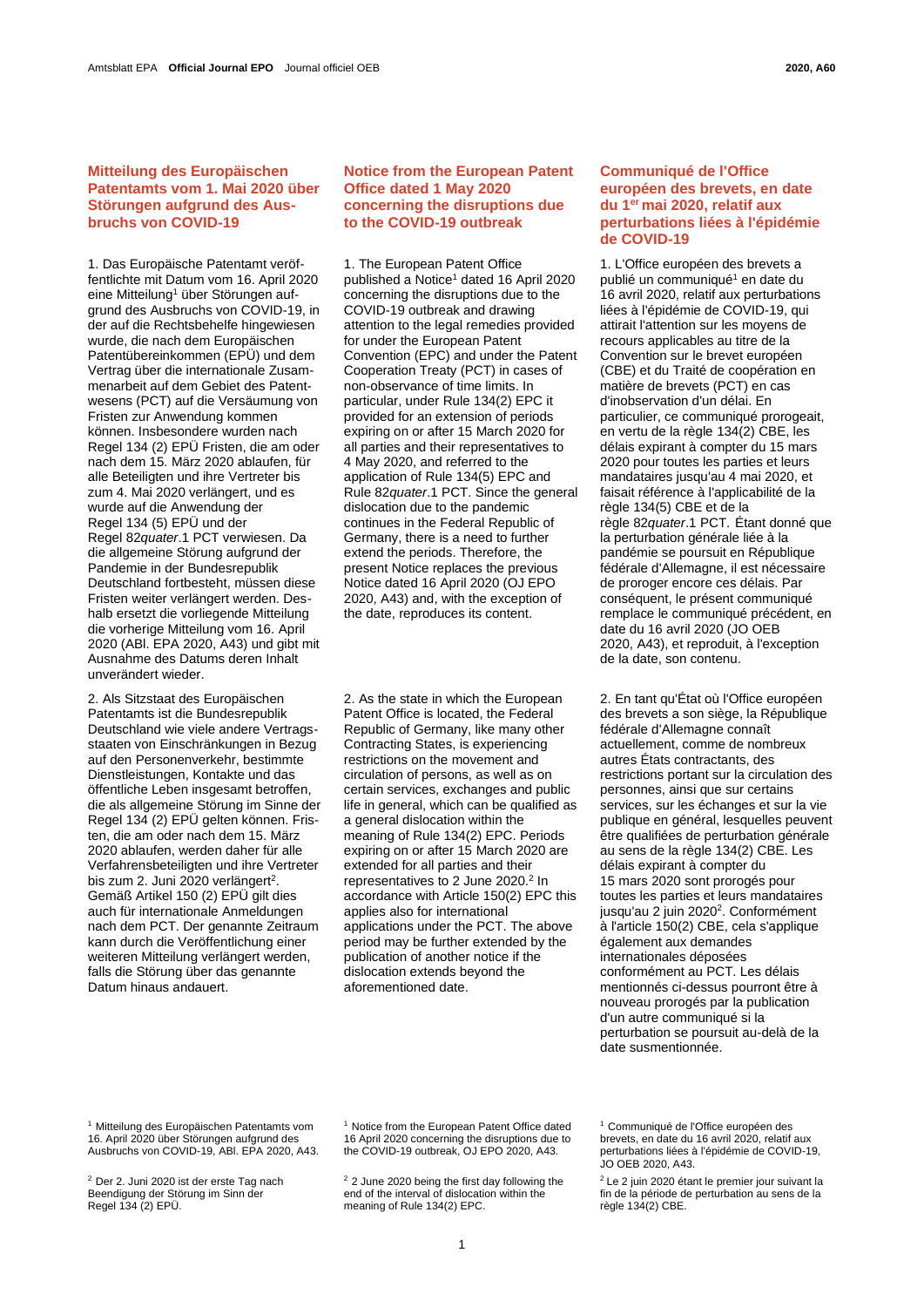## Mitteilung des Europäischen Patentamts vom 1. Mai 2020 über Störungen aufgrund des Ausbruchs von COVID-19

1. Das Europäische Patentamt veröffentlichte mit Datum vom 16. April 2020 eine Mitteilung[1] über Störungen aufgrund des Ausbruchs von COVID-19, in der auf die Rechtsbehelfe hingewiesen wurde, die nach dem Europäischen Patentübereinkommen (EPÜ) und dem Vertrag über die internationale Zusammenarbeit auf dem Gebiet des Patentwesens (PCT) auf die Versäumung von Fristen zur Anwendung kommen können. Insbesondere wurden nach Regel 134 (2) EPÜ Fristen, die am oder nach dem 15. März 2020 ablaufen, für alle Beteiligten und ihre Vertreter bis zum 4. Mai 2020 verlängert, und es wurde auf die Anwendung der Regel 134 (5) EPÜ und der Regel 82*quater*.1 PCT verwiesen. Da die allgemeine Störung aufgrund der Pandemie in der Bundesrepublik Deutschland fortbesteht, müssen diese Fristen weiter verlängert werden. Deshalb ersetzt die vorliegende Mitteilung die vorherige Mitteilung vom 16. April 2020 (ABl. EPA 2020, A43) und gibt mit Ausnahme des Datums deren Inhalt unverändert wieder.

2. Als Sitzstaat des Europäischen Patentamts ist die Bundesrepublik Deutschland wie viele andere Vertragsstaaten von Einschränkungen in Bezug auf den Personenverkehr, bestimmte Dienstleistungen, Kontakte und das öffentliche Leben insgesamt betroffen, die als allgemeine Störung im Sinne der Regel 134 (2) EPÜ gelten können. Fristen, die am oder nach dem 15. März 2020 ablaufen, werden daher für alle Verfahrensbeteiligten und ihre Vertreter bis zum 2. Juni 2020 verlängert[2]. Gemäß Artikel 150 (2) EPÜ gilt dies auch für internationale Anmeldungen nach dem PCT. Der genannte Zeitraum kann durch die Veröffentlichung einer weiteren Mitteilung verlängert werden, falls die Störung über das genannte Datum hinaus andauert.

[1] Mitteilung des Europäischen Patentamts vom 16. April 2020 über Störungen aufgrund des Ausbruchs von COVID-19, ABl. EPA 2020, A43.

[2] Der 2. Juni 2020 ist der erste Tag nach Beendigung der Störung im Sinn der Regel 134 (2) EPÜ.

## Notice from the European Patent Office dated 1 May 2020 concerning the disruptions due to the COVID-19 outbreak

1. The European Patent Office published a Notice[1] dated 16 April 2020 concerning the disruptions due to the COVID-19 outbreak and drawing attention to the legal remedies provided for under the European Patent Convention (EPC) and under the Patent Cooperation Treaty (PCT) in cases of non-observance of time limits. In particular, under Rule 134(2) EPC it provided for an extension of periods expiring on or after 15 March 2020 for all parties and their representatives to 4 May 2020, and referred to the application of Rule 134(5) EPC and Rule 82*quater*.1 PCT. Since the general dislocation due to the pandemic continues in the Federal Republic of Germany, there is a need to further extend the periods. Therefore, the present Notice replaces the previous Notice dated 16 April 2020 (OJ EPO 2020, A43) and, with the exception of the date, reproduces its content.

2. As the state in which the European Patent Office is located, the Federal Republic of Germany, like many other Contracting States, is experiencing restrictions on the movement and circulation of persons, as well as on certain services, exchanges and public life in general, which can be qualified as a general dislocation within the meaning of Rule 134(2) EPC. Periods expiring on or after 15 March 2020 are extended for all parties and their representatives to 2 June 2020.[2] In accordance with Article 150(2) EPC this applies also for international applications under the PCT. The above period may be further extended by the publication of another notice if the dislocation extends beyond the aforementioned date.

[1] Notice from the European Patent Office dated 16 April 2020 concerning the disruptions due to the COVID-19 outbreak, OJ EPO 2020, A43.

[2] 2 June 2020 being the first day following the end of the interval of dislocation within the meaning of Rule 134(2) EPC.

## Communiqué de l'Office européen des brevets, en date du 1er mai 2020, relatif aux perturbations liées à l'épidémie de COVID-19

1. L'Office européen des brevets a publié un communiqué[1] en date du 16 avril 2020, relatif aux perturbations liées à l'épidémie de COVID-19, qui attirait l'attention sur les moyens de recours applicables au titre de la Convention sur le brevet européen (CBE) et du Traité de coopération en matière de brevets (PCT) en cas d'inobservation d'un délai. En particulier, ce communiqué prorogeait, en vertu de la règle 134(2) CBE, les délais expirant à compter du 15 mars 2020 pour toutes les parties et leurs mandataires jusqu'au 4 mai 2020, et faisait référence à l'applicabilité de la règle 134(5) CBE et de la règle 82*quater*.1 PCT. Étant donné que la perturbation générale liée à la pandémie se poursuit en République fédérale d'Allemagne, il est nécessaire de proroger encore ces délais. Par conséquent, le présent communiqué remplace le communiqué précédent, en date du 16 avril 2020 (JO OEB 2020, A43), et reproduit, à l'exception de la date, son contenu.

2. En tant qu'État où l'Office européen des brevets a son siège, la République fédérale d'Allemagne connaît actuellement, comme de nombreux autres États contractants, des restrictions portant sur la circulation des personnes, ainsi que sur certains services, sur les échanges et sur la vie publique en général, lesquelles peuvent être qualifiées de perturbation générale au sens de la règle 134(2) CBE. Les délais expirant à compter du 15 mars 2020 sont prorogés pour toutes les parties et leurs mandataires jusqu'au 2 juin 2020[2]. Conformément à l'article 150(2) CBE, cela s'applique également aux demandes internationales déposées conformément au PCT. Les délais mentionnés ci-dessus pourront être à nouveau prorogés par la publication d'un autre communiqué si la perturbation se poursuit au-delà de la date susmentionnée.

[1] Communiqué de l'Office européen des brevets, en date du 16 avril 2020, relatif aux perturbations liées à l'épidémie de COVID-19, JO OEB 2020, A43.

[2] Le 2 juin 2020 étant le premier jour suivant la fin de la période de perturbation au sens de la règle 134(2) CBE.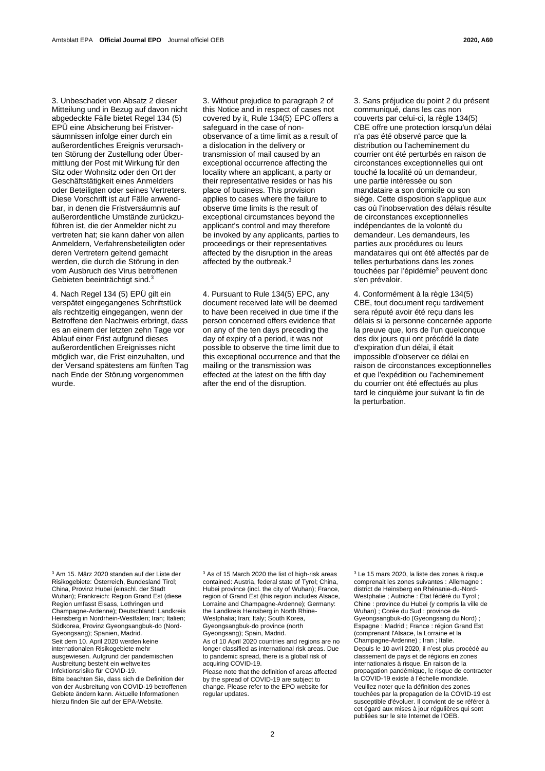3. Unbeschadet von Absatz 2 dieser Mitteilung und in Bezug auf davon nicht abgedeckte Fälle bietet Regel 134 (5) EPÜ eine Absicherung bei Fristversäumnissen infolge einer durch ein außerordentliches Ereignis verursachten Störung der Zustellung oder Übermittlung der Post mit Wirkung für den Sitz oder Wohnsitz oder den Ort der Geschäftstätigkeit eines Anmelders oder Beteiligten oder seines Vertreters. Diese Vorschrift ist auf Fälle anwendbar, in denen die Fristversäumnis auf außerordentliche Umstände zurückzuführen ist, die der Anmelder nicht zu vertreten hat; sie kann daher von allen Anmeldern, Verfahrensbeteiligten oder deren Vertretern geltend gemacht werden, die durch die Störung in den vom Ausbruch des Virus betroffenen Gebieten beeinträchtigt sind.[3]

4. Nach Regel 134 (5) EPÜ gilt ein verspätet eingegangenes Schriftstück als rechtzeitig eingegangen, wenn der Betroffene den Nachweis erbringt, dass es an einem der letzten zehn Tage vor Ablauf einer Frist aufgrund dieses außerordentlichen Ereignisses nicht möglich war, die Frist einzuhalten, und der Versand spätestens am fünften Tag nach Ende der Störung vorgenommen wurde.

3. Without prejudice to paragraph 2 of this Notice and in respect of cases not covered by it, Rule 134(5) EPC offers a safeguard in the case of non-observance of a time limit as a result of a dislocation in the delivery or transmission of mail caused by an exceptional occurrence affecting the locality where an applicant, a party or their representative resides or has his place of business. This provision applies to cases where the failure to observe time limits is the result of exceptional circumstances beyond the applicant's control and may therefore be invoked by any applicants, parties to proceedings or their representatives affected by the disruption in the areas affected by the outbreak.[3]

4. Pursuant to Rule 134(5) EPC, any document received late will be deemed to have been received in due time if the person concerned offers evidence that on any of the ten days preceding the day of expiry of a period, it was not possible to observe the time limit due to this exceptional occurrence and that the mailing or the transmission was effected at the latest on the fifth day after the end of the disruption.

3. Sans préjudice du point 2 du présent communiqué, dans les cas non couverts par celui-ci, la règle 134(5) CBE offre une protection lorsqu'un délai n'a pas été observé parce que la distribution ou l'acheminement du courrier ont été perturbés en raison de circonstances exceptionnelles qui ont touché la localité où un demandeur, une partie intéressée ou son mandataire a son domicile ou son siège. Cette disposition s'applique aux cas où l'inobservation des délais résulte de circonstances exceptionnelles indépendantes de la volonté du demandeur. Les demandeurs, les parties aux procédures ou leurs mandataires qui ont été affectés par de telles perturbations dans les zones touchées par l'épidémie[3] peuvent donc s'en prévaloir.

4. Conformément à la règle 134(5) CBE, tout document reçu tardivement sera réputé avoir été reçu dans les délais si la personne concernée apporte la preuve que, lors de l'un quelconque des dix jours qui ont précédé la date d'expiration d'un délai, il était impossible d'observer ce délai en raison de circonstances exceptionnelles et que l'expédition ou l'acheminement du courrier ont été effectués au plus tard le cinquième jour suivant la fin de la perturbation.

---

[3] Am 15. März 2020 standen auf der Liste der Risikogebiete: Österreich, Bundesland Tirol; China, Provinz Hubei (einschl. der Stadt Wuhan); Frankreich: Region Grand Est (diese Region umfasst Elsass, Lothringen und Champagne-Ardenne); Deutschland: Landkreis Heinsberg in Nordrhein-Westfalen; Iran; Italien; Südkorea, Provinz Gyeongsangbuk-do (Nord-Gyeongsang); Spanien, Madrid.
Seit dem 10. April 2020 werden keine internationalen Risikogebiete mehr ausgewiesen. Aufgrund der pandemischen Ausbreitung besteht ein weltweites Infektionsrisiko für COVID-19.
Bitte beachten Sie, dass sich die Definition der von der Ausbreitung von COVID-19 betroffenen Gebiete ändern kann. Aktuelle Informationen hierzu finden Sie auf der EPA-Website.

[3] As of 15 March 2020 the list of high-risk areas contained: Austria, federal state of Tyrol; China, Hubei province (incl. the city of Wuhan); France, region of Grand Est (this region includes Alsace, Lorraine and Champagne-Ardenne); Germany: the Landkreis Heinsberg in North Rhine-Westphalia; Iran; Italy; South Korea, Gyeongsangbuk-do province (north Gyeongsang); Spain, Madrid.
As of 10 April 2020 countries and regions are no longer classified as international risk areas. Due to pandemic spread, there is a global risk of acquiring COVID-19.
Please note that the definition of areas affected by the spread of COVID-19 are subject to change. Please refer to the EPO website for regular updates.

[3] Le 15 mars 2020, la liste des zones à risque comprenait les zones suivantes : Allemagne : district de Heinsberg en Rhénanie-du-Nord-Westphalie ; Autriche : État fédéré du Tyrol ; Chine : province du Hubei (y compris la ville de Wuhan) ; Corée du Sud : province de Gyeongsangbuk-do (Gyeongsang du Nord) ; Espagne : Madrid ; France : région Grand Est (comprenant l'Alsace, la Lorraine et la Champagne-Ardenne) ; Iran ; Italie.
Depuis le 10 avril 2020, il n'est plus procédé au classement de pays et de régions en zones internationales à risque. En raison de la propagation pandémique, le risque de contracter la COVID-19 existe à l'échelle mondiale.
Veuillez noter que la définition des zones touchées par la propagation de la COVID-19 est susceptible d'évoluer. Il convient de se référer à cet égard aux mises à jour régulières qui sont publiées sur le site Internet de l'OEB.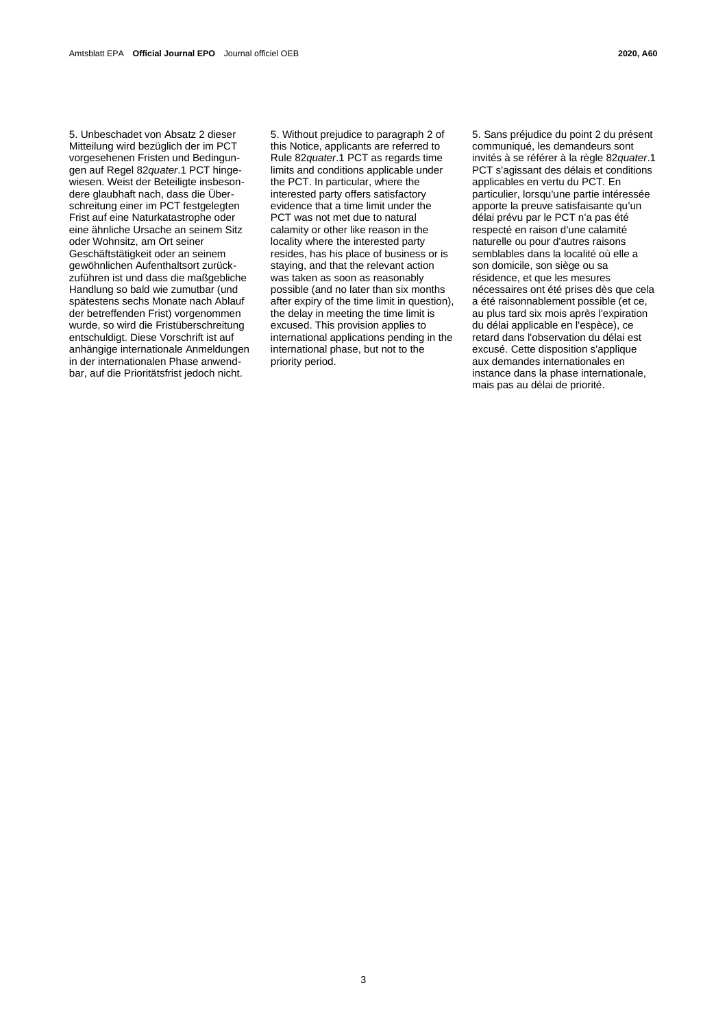5. Unbeschadet von Absatz 2 dieser Mitteilung wird bezüglich der im PCT vorgesehenen Fristen und Bedingungen auf Regel 82*quater*.1 PCT hingewiesen. Weist der Beteiligte insbesondere glaubhaft nach, dass die Überschreitung einer im PCT festgelegten Frist auf eine Naturkatastrophe oder eine ähnliche Ursache an seinem Sitz oder Wohnsitz, am Ort seiner Geschäftstätigkeit oder an seinem gewöhnlichen Aufenthaltsort zurückzuführen ist und dass die maßgebliche Handlung so bald wie zumutbar (und spätestens sechs Monate nach Ablauf der betreffenden Frist) vorgenommen wurde, so wird die Fristüberschreitung entschuldigt. Diese Vorschrift ist auf anhängige internationale Anmeldungen in der internationalen Phase anwendbar, auf die Prioritätsfrist jedoch nicht.

5. Without prejudice to paragraph 2 of this Notice, applicants are referred to Rule 82*quater*.1 PCT as regards time limits and conditions applicable under the PCT. In particular, where the interested party offers satisfactory evidence that a time limit under the PCT was not met due to natural calamity or other like reason in the locality where the interested party resides, has his place of business or is staying, and that the relevant action was taken as soon as reasonably possible (and no later than six months after expiry of the time limit in question), the delay in meeting the time limit is excused. This provision applies to international applications pending in the international phase, but not to the priority period.

5. Sans préjudice du point 2 du présent communiqué, les demandeurs sont invités à se référer à la règle 82*quater*.1 PCT s'agissant des délais et conditions applicables en vertu du PCT. En particulier, lorsqu'une partie intéressée apporte la preuve satisfaisante qu'un délai prévu par le PCT n'a pas été respecté en raison d'une calamité naturelle ou pour d'autres raisons semblables dans la localité où elle a son domicile, son siège ou sa résidence, et que les mesures nécessaires ont été prises dès que cela a été raisonnablement possible (et ce, au plus tard six mois après l'expiration du délai applicable en l'espèce), ce retard dans l'observation du délai est excusé. Cette disposition s'applique aux demandes internationales en instance dans la phase internationale, mais pas au délai de priorité.